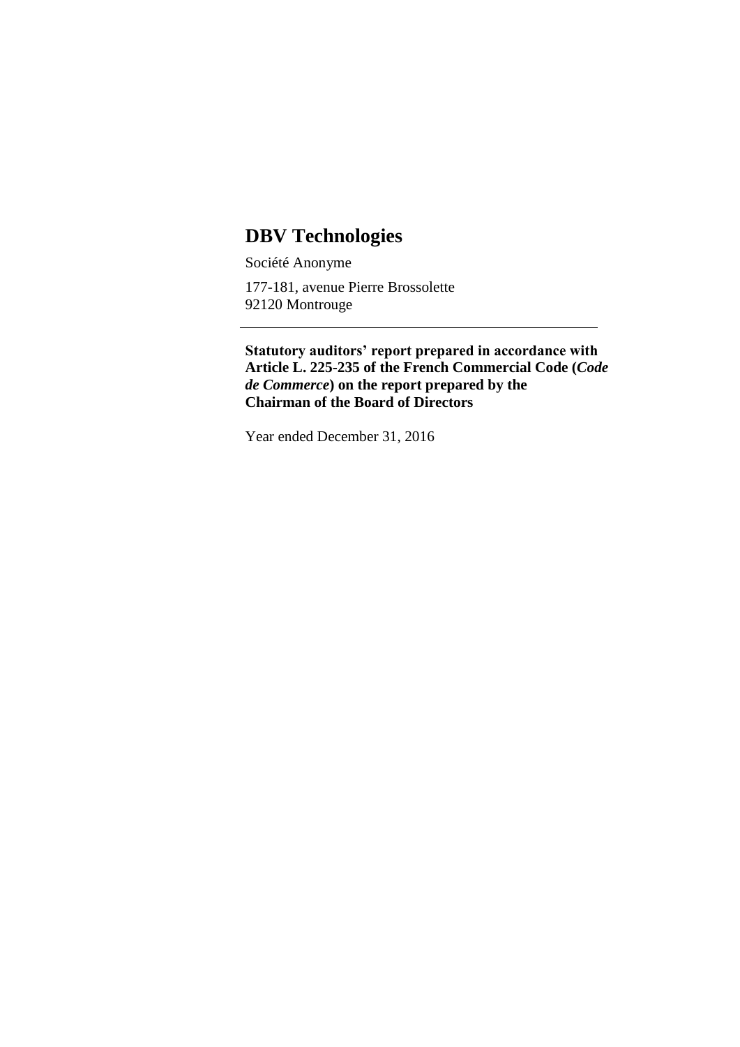# DBV Technologies

Société Anonyme

177-181, avenue Pierre Brossolette
92120 Montrouge

---

**Statutory auditors' report prepared in accordance with Article L. 225-235 of the French Commercial Code (*Code de Commerce*) on the report prepared by the Chairman of the Board of Directors**

Year ended December 31, 2016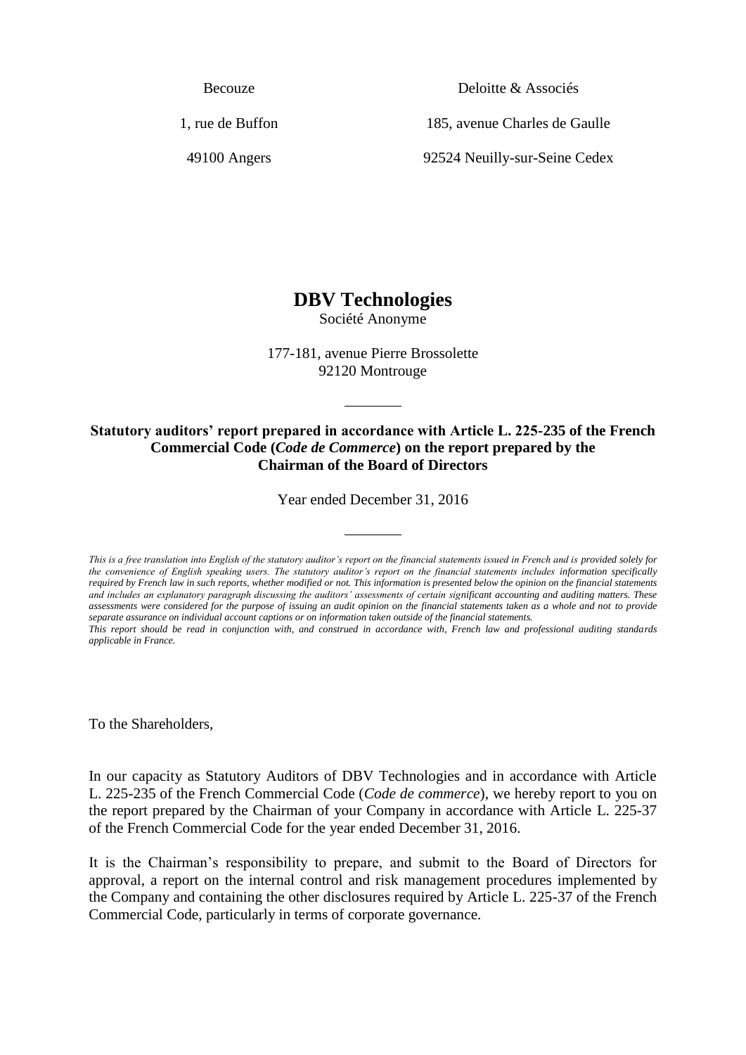Becouze

1, rue de Buffon

49100 Angers

Deloitte & Associés

185, avenue Charles de Gaulle

92524 Neuilly-sur-Seine Cedex

# DBV Technologies

Société Anonyme

177-181, avenue Pierre Brossolette
92120 Montrouge

---

**Statutory auditors' report prepared in accordance with Article L. 225-235 of the French Commercial Code (*Code de Commerce*) on the report prepared by the Chairman of the Board of Directors**

Year ended December 31, 2016

---

*This is a free translation into English of the statutory auditor's report on the financial statements issued in French and is provided solely for the convenience of English speaking users. The statutory auditor's report on the financial statements includes information specifically required by French law in such reports, whether modified or not. This information is presented below the opinion on the financial statements and includes an explanatory paragraph discussing the auditors' assessments of certain significant accounting and auditing matters. These assessments were considered for the purpose of issuing an audit opinion on the financial statements taken as a whole and not to provide separate assurance on individual account captions or on information taken outside of the financial statements.*
*This report should be read in conjunction with, and construed in accordance with, French law and professional auditing standards applicable in France.*

To the Shareholders,

In our capacity as Statutory Auditors of DBV Technologies and in accordance with Article L. 225-235 of the French Commercial Code (*Code de commerce*), we hereby report to you on the report prepared by the Chairman of your Company in accordance with Article L. 225-37 of the French Commercial Code for the year ended December 31, 2016.

It is the Chairman's responsibility to prepare, and submit to the Board of Directors for approval, a report on the internal control and risk management procedures implemented by the Company and containing the other disclosures required by Article L. 225-37 of the French Commercial Code, particularly in terms of corporate governance.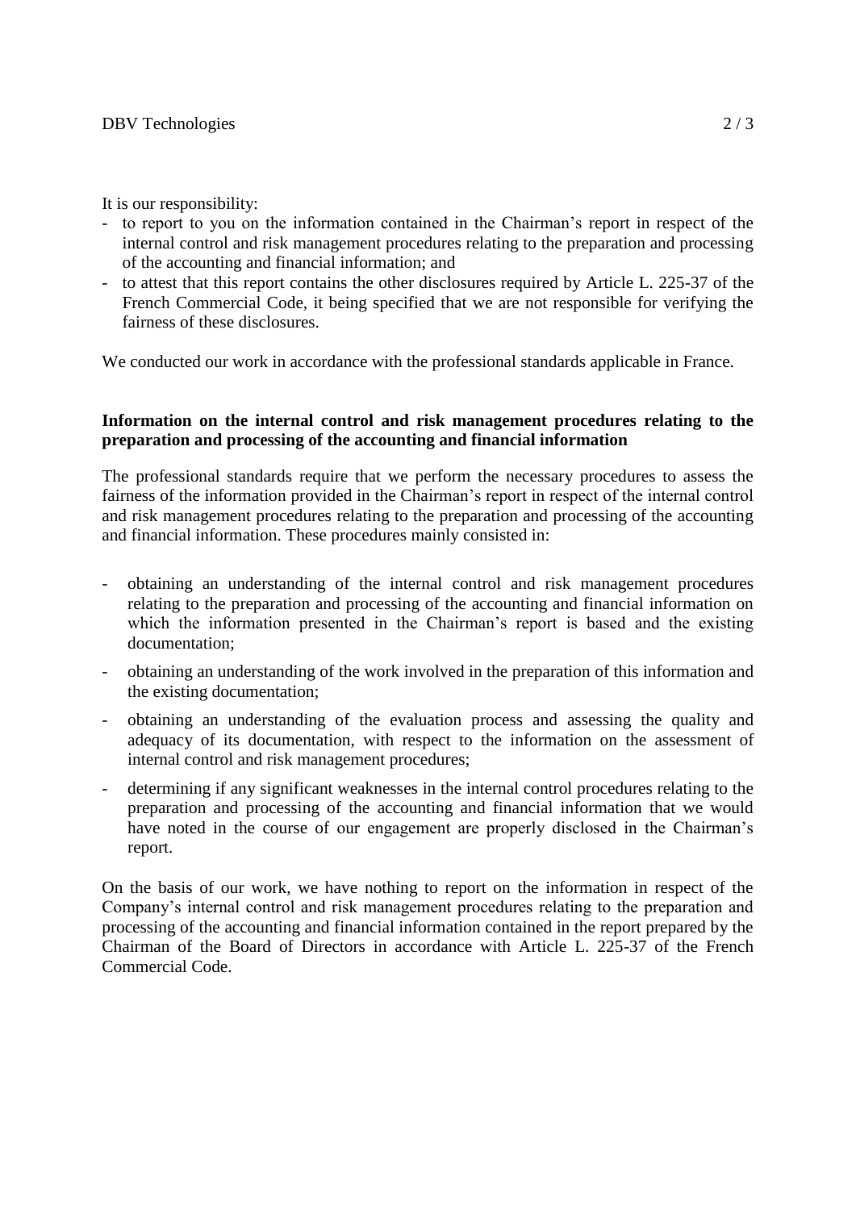It is our responsibility:

- to report to you on the information contained in the Chairman's report in respect of the internal control and risk management procedures relating to the preparation and processing of the accounting and financial information; and
- to attest that this report contains the other disclosures required by Article L. 225-37 of the French Commercial Code, it being specified that we are not responsible for verifying the fairness of these disclosures.

We conducted our work in accordance with the professional standards applicable in France.

**Information on the internal control and risk management procedures relating to the preparation and processing of the accounting and financial information**

The professional standards require that we perform the necessary procedures to assess the fairness of the information provided in the Chairman's report in respect of the internal control and risk management procedures relating to the preparation and processing of the accounting and financial information. These procedures mainly consisted in:

- obtaining an understanding of the internal control and risk management procedures relating to the preparation and processing of the accounting and financial information on which the information presented in the Chairman's report is based and the existing documentation;
- obtaining an understanding of the work involved in the preparation of this information and the existing documentation;
- obtaining an understanding of the evaluation process and assessing the quality and adequacy of its documentation, with respect to the information on the assessment of internal control and risk management procedures;
- determining if any significant weaknesses in the internal control procedures relating to the preparation and processing of the accounting and financial information that we would have noted in the course of our engagement are properly disclosed in the Chairman's report.

On the basis of our work, we have nothing to report on the information in respect of the Company's internal control and risk management procedures relating to the preparation and processing of the accounting and financial information contained in the report prepared by the Chairman of the Board of Directors in accordance with Article L. 225-37 of the French Commercial Code.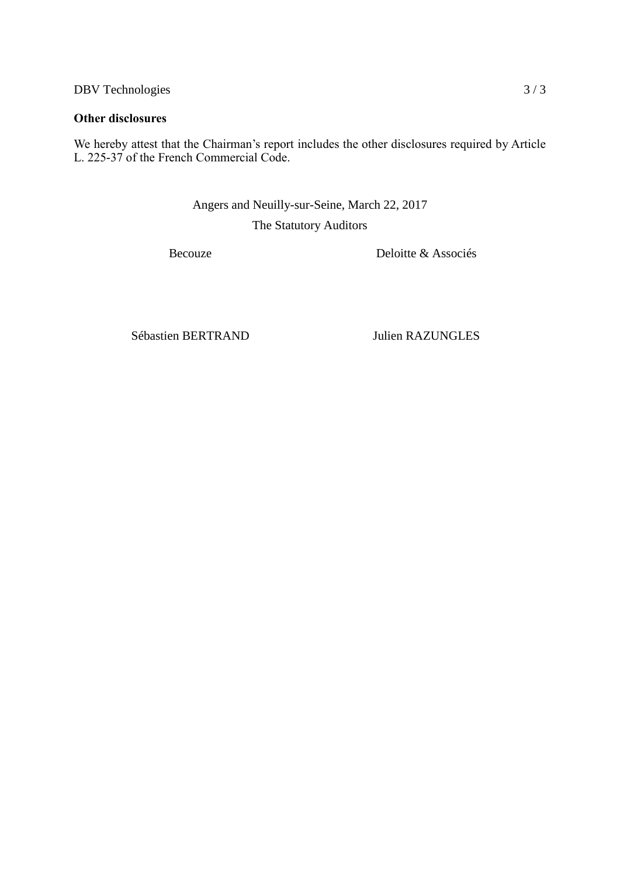### Other disclosures

We hereby attest that the Chairman's report includes the other disclosures required by Article L. 225-37 of the French Commercial Code.

Angers and Neuilly-sur-Seine, March 22, 2017

The Statutory Auditors

| | |
|---|---|
| Becouze | Deloitte & Associés |
| Sébastien BERTRAND | Julien RAZUNGLES |